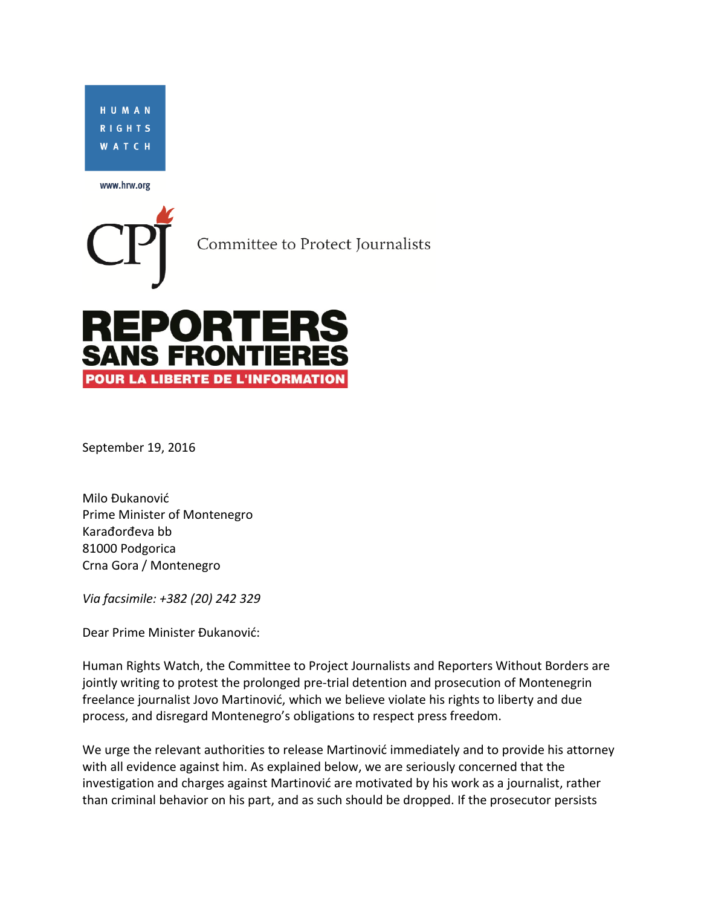HUMAN RIGHTS WATCH

www.hrw.org

CPJ Committee to Protect Journalists

REPORTERS SANS FRONTIERES
POUR LA LIBERTE DE L'INFORMATION

September 19, 2016

Milo Đukanović
Prime Minister of Montenegro
Karađorđeva bb
81000 Podgorica
Crna Gora / Montenegro

*Via facsimile: +382 (20) 242 329*

Dear Prime Minister Đukanović:

Human Rights Watch, the Committee to Project Journalists and Reporters Without Borders are jointly writing to protest the prolonged pre-trial detention and prosecution of Montenegrin freelance journalist Jovo Martinović, which we believe violate his rights to liberty and due process, and disregard Montenegro's obligations to respect press freedom.

We urge the relevant authorities to release Martinović immediately and to provide his attorney with all evidence against him. As explained below, we are seriously concerned that the investigation and charges against Martinović are motivated by his work as a journalist, rather than criminal behavior on his part, and as such should be dropped. If the prosecutor persists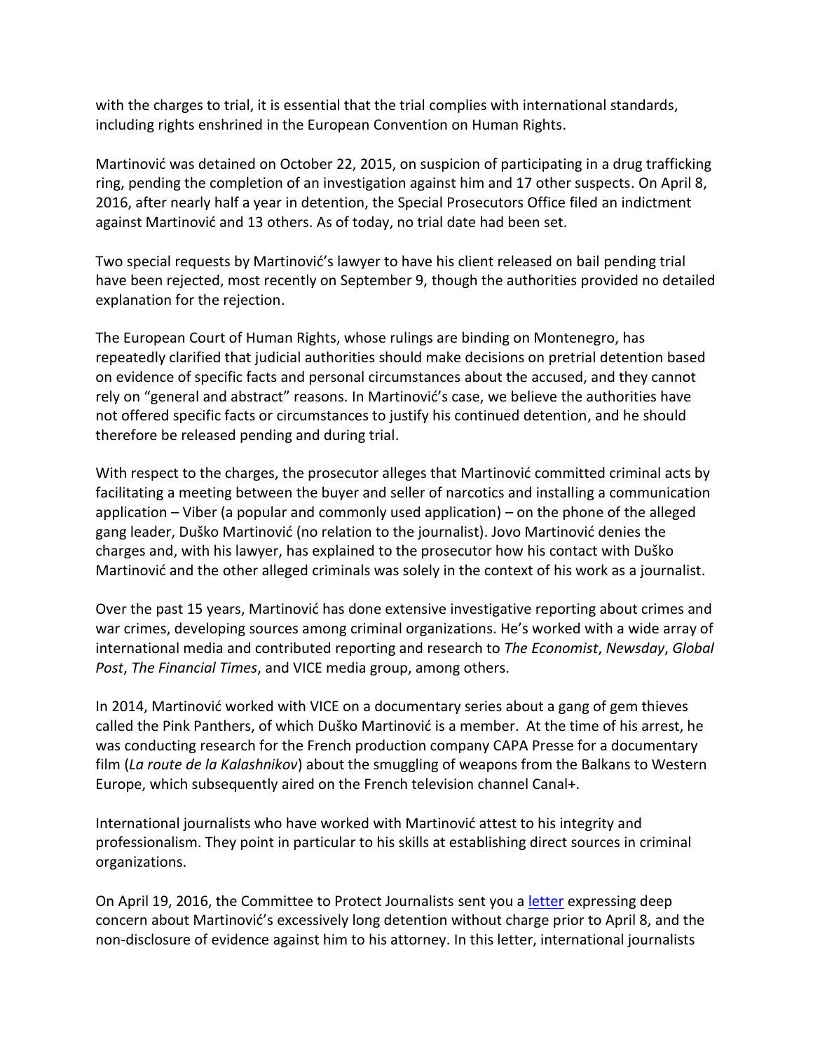with the charges to trial, it is essential that the trial complies with international standards, including rights enshrined in the European Convention on Human Rights.

Martinović was detained on October 22, 2015, on suspicion of participating in a drug trafficking ring, pending the completion of an investigation against him and 17 other suspects. On April 8, 2016, after nearly half a year in detention, the Special Prosecutors Office filed an indictment against Martinović and 13 others. As of today, no trial date had been set.

Two special requests by Martinović's lawyer to have his client released on bail pending trial have been rejected, most recently on September 9, though the authorities provided no detailed explanation for the rejection.

The European Court of Human Rights, whose rulings are binding on Montenegro, has repeatedly clarified that judicial authorities should make decisions on pretrial detention based on evidence of specific facts and personal circumstances about the accused, and they cannot rely on "general and abstract" reasons. In Martinović's case, we believe the authorities have not offered specific facts or circumstances to justify his continued detention, and he should therefore be released pending and during trial.

With respect to the charges, the prosecutor alleges that Martinović committed criminal acts by facilitating a meeting between the buyer and seller of narcotics and installing a communication application – Viber (a popular and commonly used application) – on the phone of the alleged gang leader, Duško Martinović (no relation to the journalist). Jovo Martinović denies the charges and, with his lawyer, has explained to the prosecutor how his contact with Duško Martinović and the other alleged criminals was solely in the context of his work as a journalist.

Over the past 15 years, Martinović has done extensive investigative reporting about crimes and war crimes, developing sources among criminal organizations. He's worked with a wide array of international media and contributed reporting and research to *The Economist*, *Newsday*, *Global Post*, *The Financial Times*, and VICE media group, among others.

In 2014, Martinović worked with VICE on a documentary series about a gang of gem thieves called the Pink Panthers, of which Duško Martinović is a member. At the time of his arrest, he was conducting research for the French production company CAPA Presse for a documentary film (*La route de la Kalashnikov*) about the smuggling of weapons from the Balkans to Western Europe, which subsequently aired on the French television channel Canal+.

International journalists who have worked with Martinović attest to his integrity and professionalism. They point in particular to his skills at establishing direct sources in criminal organizations.

On April 19, 2016, the Committee to Protect Journalists sent you a letter expressing deep concern about Martinović's excessively long detention without charge prior to April 8, and the non-disclosure of evidence against him to his attorney. In this letter, international journalists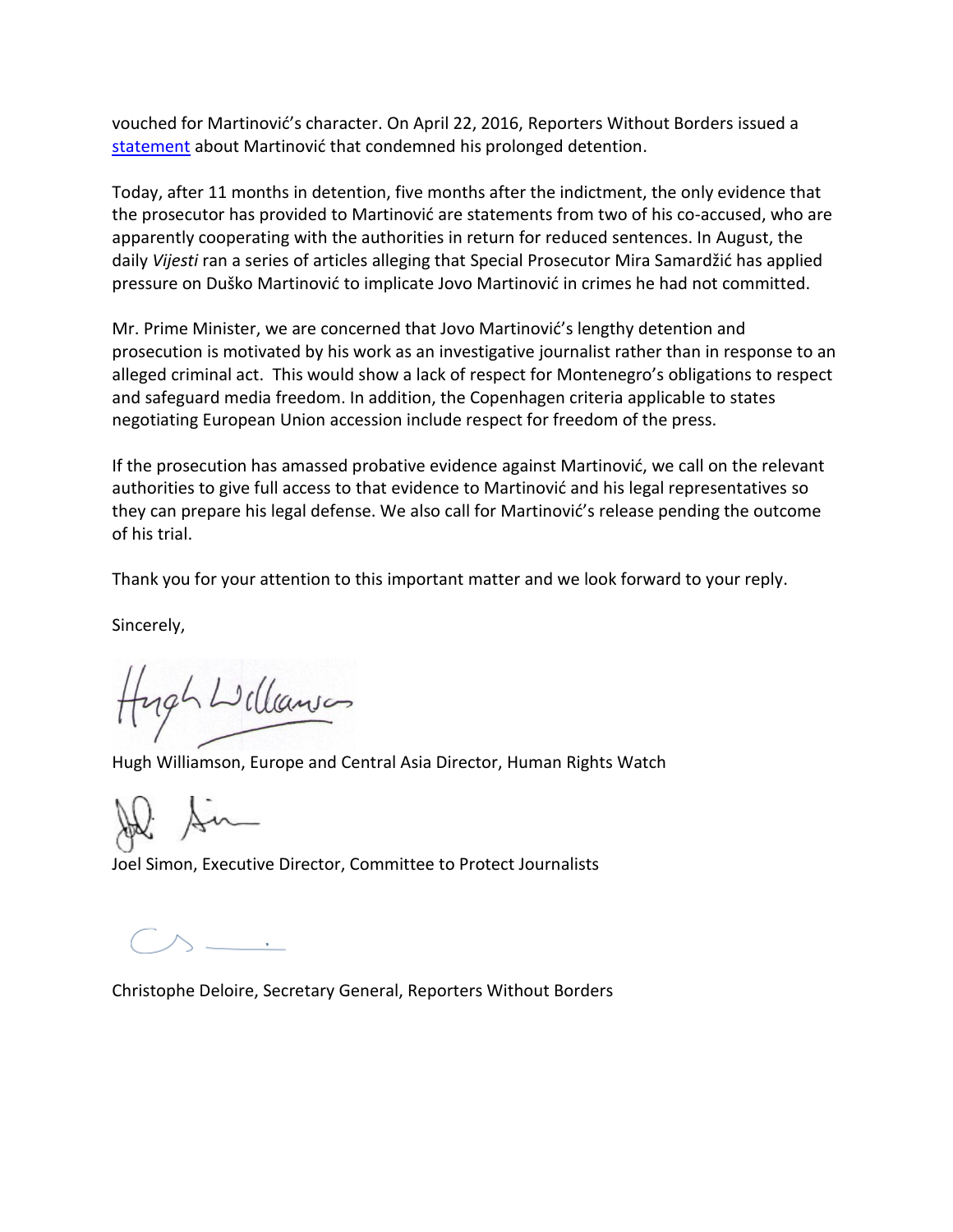vouched for Martinović's character. On April 22, 2016, Reporters Without Borders issued a statement about Martinović that condemned his prolonged detention.

Today, after 11 months in detention, five months after the indictment, the only evidence that the prosecutor has provided to Martinović are statements from two of his co-accused, who are apparently cooperating with the authorities in return for reduced sentences. In August, the daily *Vijesti* ran a series of articles alleging that Special Prosecutor Mira Samardžić has applied pressure on Duško Martinović to implicate Jovo Martinović in crimes he had not committed.

Mr. Prime Minister, we are concerned that Jovo Martinović's lengthy detention and prosecution is motivated by his work as an investigative journalist rather than in response to an alleged criminal act. This would show a lack of respect for Montenegro's obligations to respect and safeguard media freedom. In addition, the Copenhagen criteria applicable to states negotiating European Union accession include respect for freedom of the press.

If the prosecution has amassed probative evidence against Martinović, we call on the relevant authorities to give full access to that evidence to Martinović and his legal representatives so they can prepare his legal defense. We also call for Martinović's release pending the outcome of his trial.

Thank you for your attention to this important matter and we look forward to your reply.

Sincerely,

Hugh Williamson, Europe and Central Asia Director, Human Rights Watch

Joel Simon, Executive Director, Committee to Protect Journalists

Christophe Deloire, Secretary General, Reporters Without Borders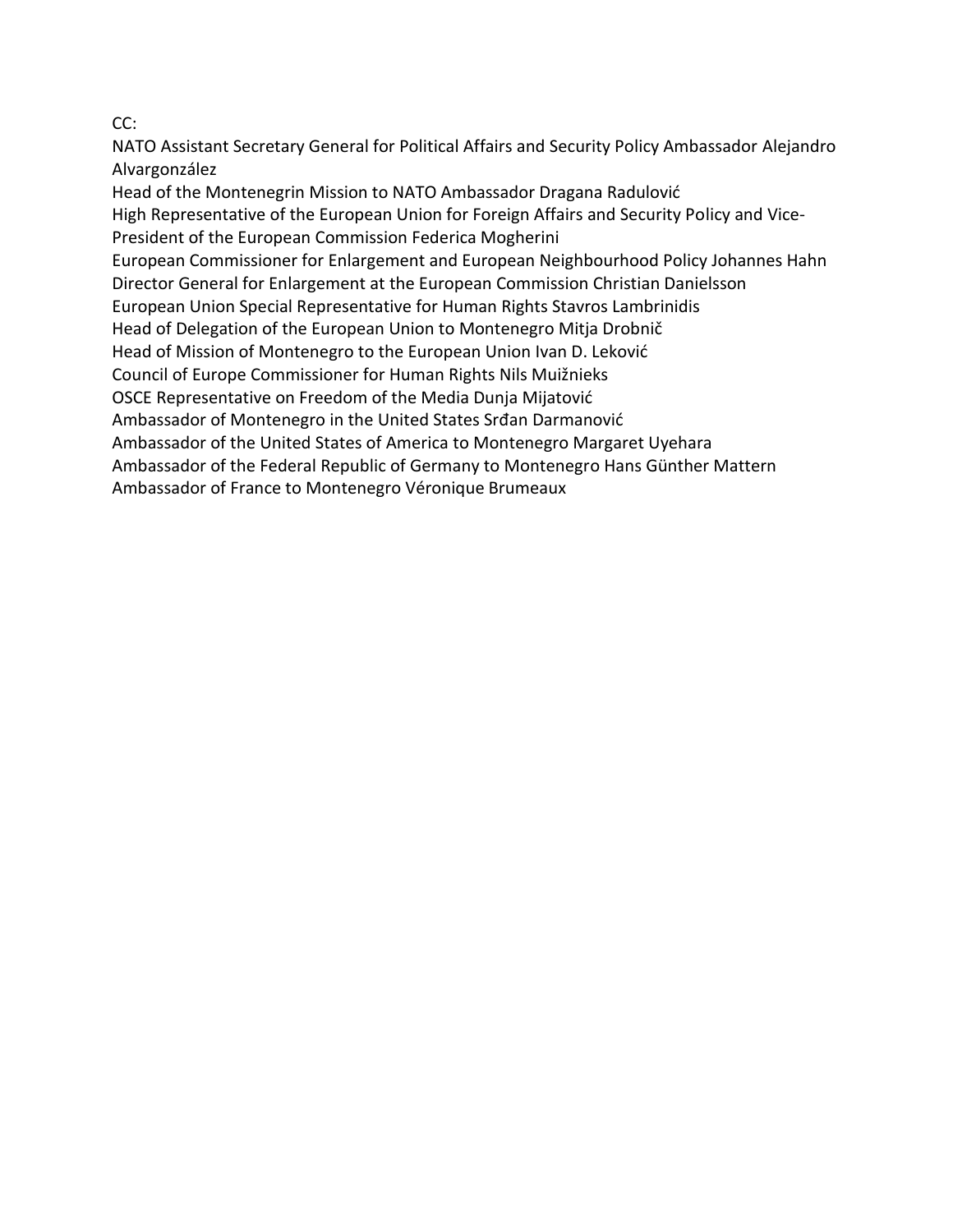CC:

NATO Assistant Secretary General for Political Affairs and Security Policy Ambassador Alejandro Alvargonzález
Head of the Montenegrin Mission to NATO Ambassador Dragana Radulović
High Representative of the European Union for Foreign Affairs and Security Policy and Vice-President of the European Commission Federica Mogherini
European Commissioner for Enlargement and European Neighbourhood Policy Johannes Hahn
Director General for Enlargement at the European Commission Christian Danielsson
European Union Special Representative for Human Rights Stavros Lambrinidis
Head of Delegation of the European Union to Montenegro Mitja Drobnič
Head of Mission of Montenegro to the European Union Ivan D. Leković
Council of Europe Commissioner for Human Rights Nils Muižnieks
OSCE Representative on Freedom of the Media Dunja Mijatović
Ambassador of Montenegro in the United States Srđan Darmanović
Ambassador of the United States of America to Montenegro Margaret Uyehara
Ambassador of the Federal Republic of Germany to Montenegro Hans Günther Mattern
Ambassador of France to Montenegro Véronique Brumeaux